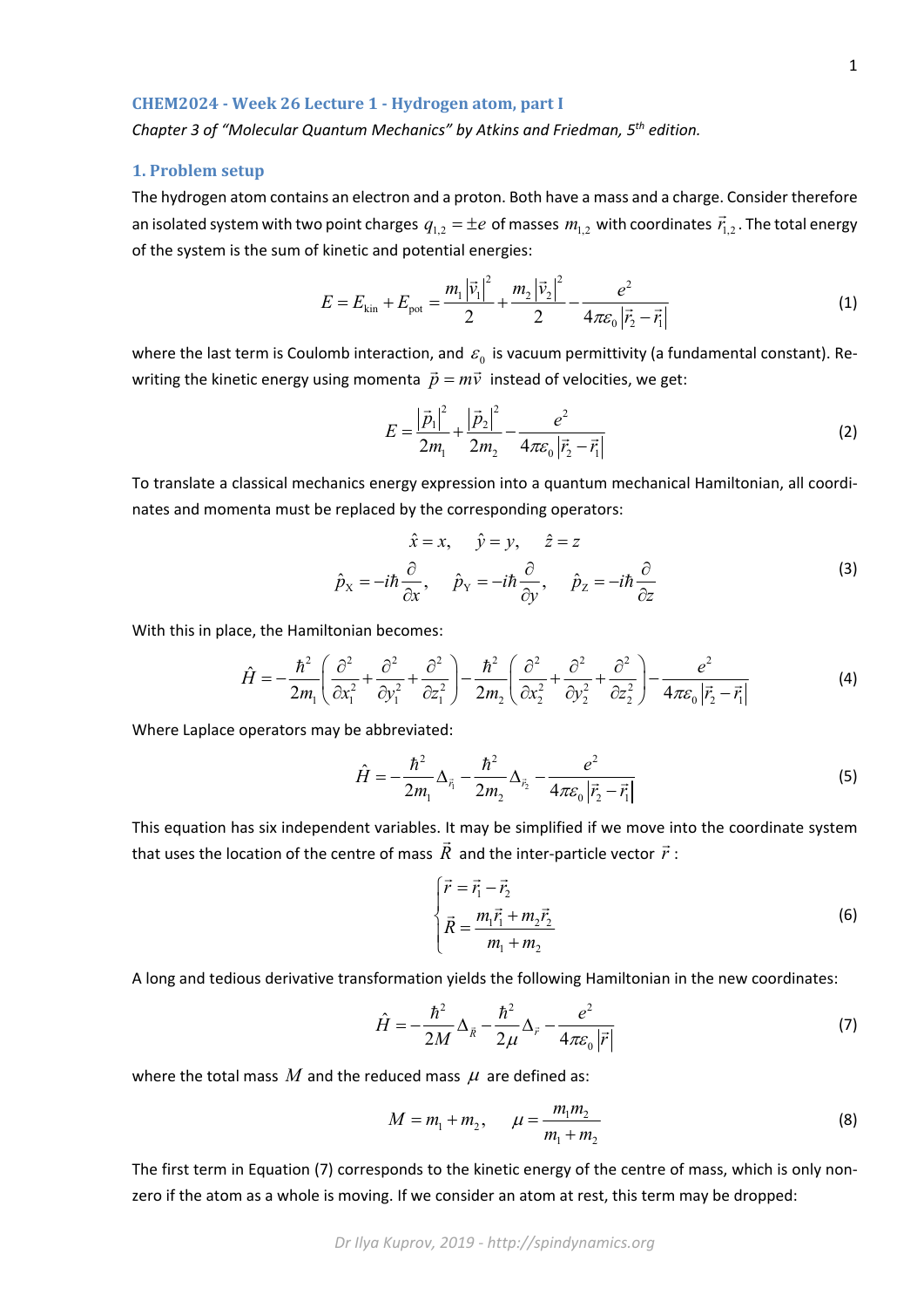## CHEM2024 - Week 26 Lecture 1 - Hydrogen atom, part I

*Chapter 3 of "Molecular Quantum Mechanics" by Atkins and Friedman, 5th edition.*

### 1. Problem setup

The hydrogen atom contains an electron and a proton. Both have a mass and a charge. Consider therefore an isolated system with two point charges $q_{1,2} = \pm e$ of masses $m_{1,2}$ with coordinates $\vec{r}_{1,2}$. The total energy of the system is the sum of kinetic and potential energies:

$$E = E_{\text{kin}} + E_{\text{pot}} = \frac{m_1 |\vec{v}_1|^2}{2} + \frac{m_2 |\vec{v}_2|^2}{2} - \frac{e^2}{4\pi\varepsilon_0 |\vec{r}_2 - \vec{r}_1|} \tag{1}$$

where the last term is Coulomb interaction, and $\varepsilon_0$ is vacuum permittivity (a fundamental constant). Re-writing the kinetic energy using momenta $\vec{p} = m\vec{v}$ instead of velocities, we get:

$$E = \frac{|\vec{p}_1|^2}{2m_1} + \frac{|\vec{p}_2|^2}{2m_2} - \frac{e^2}{4\pi\varepsilon_0 |\vec{r}_2 - \vec{r}_1|} \tag{2}$$

To translate a classical mechanics energy expression into a quantum mechanical Hamiltonian, all coordinates and momenta must be replaced by the corresponding operators:

$$\begin{gathered} \hat{x} = x, \quad \hat{y} = y, \quad \hat{z} = z \\ \hat{p}_{\text{X}} = -i\hbar \frac{\partial}{\partial x}, \quad \hat{p}_{\text{Y}} = -i\hbar \frac{\partial}{\partial y}, \quad \hat{p}_{\text{Z}} = -i\hbar \frac{\partial}{\partial z} \end{gathered} \tag{3}$$

With this in place, the Hamiltonian becomes:

$$\hat{H} = -\frac{\hbar^2}{2m_1}\left(\frac{\partial^2}{\partial x_1^2} + \frac{\partial^2}{\partial y_1^2} + \frac{\partial^2}{\partial z_1^2}\right) - \frac{\hbar^2}{2m_2}\left(\frac{\partial^2}{\partial x_2^2} + \frac{\partial^2}{\partial y_2^2} + \frac{\partial^2}{\partial z_2^2}\right) - \frac{e^2}{4\pi\varepsilon_0 |\vec{r}_2 - \vec{r}_1|} \tag{4}$$

Where Laplace operators may be abbreviated:

$$\hat{H} = -\frac{\hbar^2}{2m_1}\Delta_{\vec{r}_1} - \frac{\hbar^2}{2m_2}\Delta_{\vec{r}_2} - \frac{e^2}{4\pi\varepsilon_0 |\vec{r}_2 - \vec{r}_1|} \tag{5}$$

This equation has six independent variables. It may be simplified if we move into the coordinate system that uses the location of the centre of mass $\vec{R}$ and the inter-particle vector $\vec{r}$:

$$\begin{cases} \vec{r} = \vec{r}_1 - \vec{r}_2 \\ \vec{R} = \dfrac{m_1\vec{r}_1 + m_2\vec{r}_2}{m_1 + m_2} \end{cases} \tag{6}$$

A long and tedious derivative transformation yields the following Hamiltonian in the new coordinates:

$$\hat{H} = -\frac{\hbar^2}{2M}\Delta_{\vec{R}} - \frac{\hbar^2}{2\mu}\Delta_{\vec{r}} - \frac{e^2}{4\pi\varepsilon_0 |\vec{r}|} \tag{7}$$

where the total mass $M$ and the reduced mass $\mu$ are defined as:

$$M = m_1 + m_2, \qquad \mu = \frac{m_1 m_2}{m_1 + m_2} \tag{8}$$

The first term in Equation (7) corresponds to the kinetic energy of the centre of mass, which is only non-zero if the atom as a whole is moving. If we consider an atom at rest, this term may be dropped: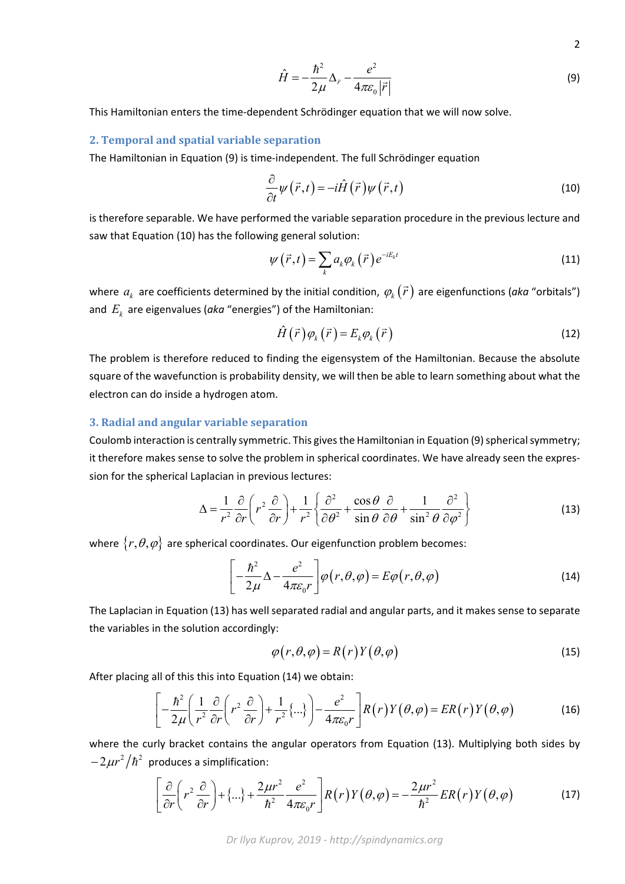$$\hat{H} = -\frac{\hbar^2}{2\mu}\Delta_{\vec{r}} - \frac{e^2}{4\pi\varepsilon_0 |\vec{r}|} \tag{9}$$

This Hamiltonian enters the time-dependent Schrödinger equation that we will now solve.

## 2. Temporal and spatial variable separation

The Hamiltonian in Equation (9) is time-independent. The full Schrödinger equation

$$\frac{\partial}{\partial t}\psi(\vec{r},t) = -i\hat{H}(\vec{r})\psi(\vec{r},t) \tag{10}$$

is therefore separable. We have performed the variable separation procedure in the previous lecture and saw that Equation (10) has the following general solution:

$$\psi(\vec{r},t) = \sum_k a_k \varphi_k(\vec{r}) e^{-iE_k t} \tag{11}$$

where $a_k$ are coefficients determined by the initial condition, $\varphi_k(\vec{r})$ are eigenfunctions (*aka* "orbitals") and $E_k$ are eigenvalues (*aka* "energies") of the Hamiltonian:

$$\hat{H}(\vec{r})\varphi_k(\vec{r}) = E_k \varphi_k(\vec{r}) \tag{12}$$

The problem is therefore reduced to finding the eigensystem of the Hamiltonian. Because the absolute square of the wavefunction is probability density, we will then be able to learn something about what the electron can do inside a hydrogen atom.

## 3. Radial and angular variable separation

Coulomb interaction is centrally symmetric. This gives the Hamiltonian in Equation (9) spherical symmetry; it therefore makes sense to solve the problem in spherical coordinates. We have already seen the expression for the spherical Laplacian in previous lectures:

$$\Delta = \frac{1}{r^2}\frac{\partial}{\partial r}\left(r^2\frac{\partial}{\partial r}\right) + \frac{1}{r^2}\left\{\frac{\partial^2}{\partial\theta^2} + \frac{\cos\theta}{\sin\theta}\frac{\partial}{\partial\theta} + \frac{1}{\sin^2\theta}\frac{\partial^2}{\partial\varphi^2}\right\} \tag{13}$$

where $\{r,\theta,\varphi\}$ are spherical coordinates. Our eigenfunction problem becomes:

$$\left[-\frac{\hbar^2}{2\mu}\Delta - \frac{e^2}{4\pi\varepsilon_0 r}\right]\varphi(r,\theta,\varphi) = E\varphi(r,\theta,\varphi) \tag{14}$$

The Laplacian in Equation (13) has well separated radial and angular parts, and it makes sense to separate the variables in the solution accordingly:

$$\varphi(r,\theta,\varphi) = R(r)Y(\theta,\varphi) \tag{15}$$

After placing all of this this into Equation (14) we obtain:

$$\left[-\frac{\hbar^2}{2\mu}\left(\frac{1}{r^2}\frac{\partial}{\partial r}\left(r^2\frac{\partial}{\partial r}\right) + \frac{1}{r^2}\{\ldots\}\right) - \frac{e^2}{4\pi\varepsilon_0 r}\right]R(r)Y(\theta,\varphi) = ER(r)Y(\theta,\varphi) \tag{16}$$

where the curly bracket contains the angular operators from Equation (13). Multiplying both sides by $-2\mu r^2/\hbar^2$ produces a simplification:

$$\left[\frac{\partial}{\partial r}\left(r^2\frac{\partial}{\partial r}\right) + \{\ldots\} + \frac{2\mu r^2}{\hbar^2}\frac{e^2}{4\pi\varepsilon_0 r}\right]R(r)Y(\theta,\varphi) = -\frac{2\mu r^2}{\hbar^2}ER(r)Y(\theta,\varphi) \tag{17}$$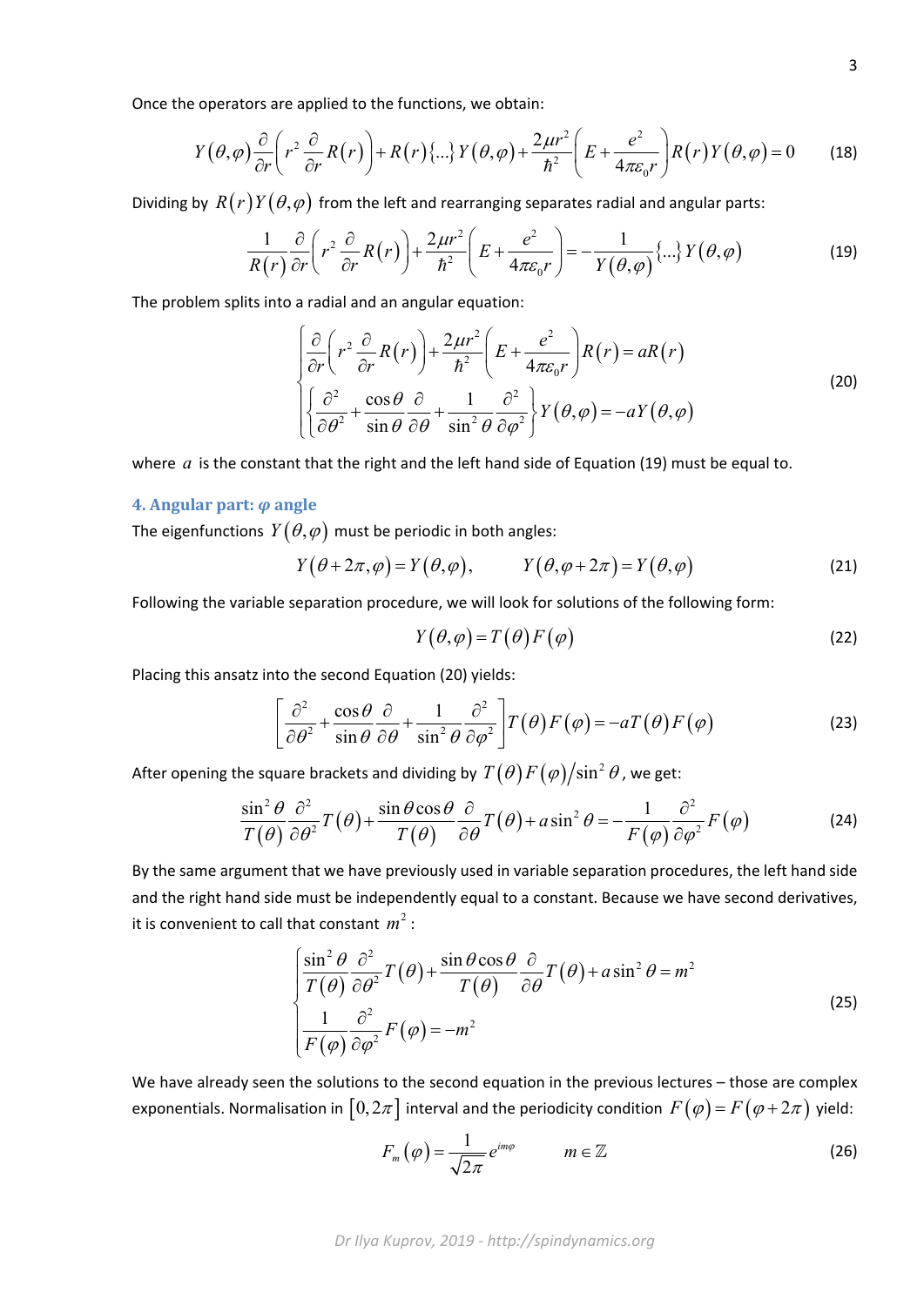Once the operators are applied to the functions, we obtain:

$$Y(\theta,\varphi)\frac{\partial}{\partial r}\left(r^2\frac{\partial}{\partial r}R(r)\right)+R(r)\{\ldots\}Y(\theta,\varphi)+\frac{2\mu r^2}{\hbar^2}\left(E+\frac{e^2}{4\pi\varepsilon_0 r}\right)R(r)Y(\theta,\varphi)=0 \tag{18}$$

Dividing by $R(r)Y(\theta,\varphi)$ from the left and rearranging separates radial and angular parts:

$$\frac{1}{R(r)}\frac{\partial}{\partial r}\left(r^2\frac{\partial}{\partial r}R(r)\right)+\frac{2\mu r^2}{\hbar^2}\left(E+\frac{e^2}{4\pi\varepsilon_0 r}\right)=-\frac{1}{Y(\theta,\varphi)}\{\ldots\}Y(\theta,\varphi) \tag{19}$$

The problem splits into a radial and an angular equation:

$$\begin{cases}\dfrac{\partial}{\partial r}\left(r^2\dfrac{\partial}{\partial r}R(r)\right)+\dfrac{2\mu r^2}{\hbar^2}\left(E+\dfrac{e^2}{4\pi\varepsilon_0 r}\right)R(r)=aR(r)\\[2ex]\left\{\dfrac{\partial^2}{\partial\theta^2}+\dfrac{\cos\theta}{\sin\theta}\dfrac{\partial}{\partial\theta}+\dfrac{1}{\sin^2\theta}\dfrac{\partial^2}{\partial\varphi^2}\right\}Y(\theta,\varphi)=-aY(\theta,\varphi)\end{cases} \tag{20}$$

where $a$ is the constant that the right and the left hand side of Equation (19) must be equal to.

### 4. Angular part: $\varphi$ angle

The eigenfunctions $Y(\theta,\varphi)$ must be periodic in both angles:

$$Y(\theta+2\pi,\varphi)=Y(\theta,\varphi),\qquad Y(\theta,\varphi+2\pi)=Y(\theta,\varphi) \tag{21}$$

Following the variable separation procedure, we will look for solutions of the following form:

$$Y(\theta,\varphi)=T(\theta)F(\varphi) \tag{22}$$

Placing this ansatz into the second Equation (20) yields:

$$\left[\frac{\partial^2}{\partial\theta^2}+\frac{\cos\theta}{\sin\theta}\frac{\partial}{\partial\theta}+\frac{1}{\sin^2\theta}\frac{\partial^2}{\partial\varphi^2}\right]T(\theta)F(\varphi)=-aT(\theta)F(\varphi) \tag{23}$$

After opening the square brackets and dividing by $T(\theta)F(\varphi)/\sin^2\theta$, we get:

$$\frac{\sin^2\theta}{T(\theta)}\frac{\partial^2}{\partial\theta^2}T(\theta)+\frac{\sin\theta\cos\theta}{T(\theta)}\frac{\partial}{\partial\theta}T(\theta)+a\sin^2\theta=-\frac{1}{F(\varphi)}\frac{\partial^2}{\partial\varphi^2}F(\varphi) \tag{24}$$

By the same argument that we have previously used in variable separation procedures, the left hand side and the right hand side must be independently equal to a constant. Because we have second derivatives, it is convenient to call that constant $m^2$:

$$\begin{cases}\dfrac{\sin^2\theta}{T(\theta)}\dfrac{\partial^2}{\partial\theta^2}T(\theta)+\dfrac{\sin\theta\cos\theta}{T(\theta)}\dfrac{\partial}{\partial\theta}T(\theta)+a\sin^2\theta=m^2\\[2ex]\dfrac{1}{F(\varphi)}\dfrac{\partial^2}{\partial\varphi^2}F(\varphi)=-m^2\end{cases} \tag{25}$$

We have already seen the solutions to the second equation in the previous lectures – those are complex exponentials. Normalisation in $[0,2\pi]$ interval and the periodicity condition $F(\varphi)=F(\varphi+2\pi)$ yield:

$$F_m(\varphi)=\frac{1}{\sqrt{2\pi}}e^{im\varphi}\qquad m\in\mathbb{Z} \tag{26}$$